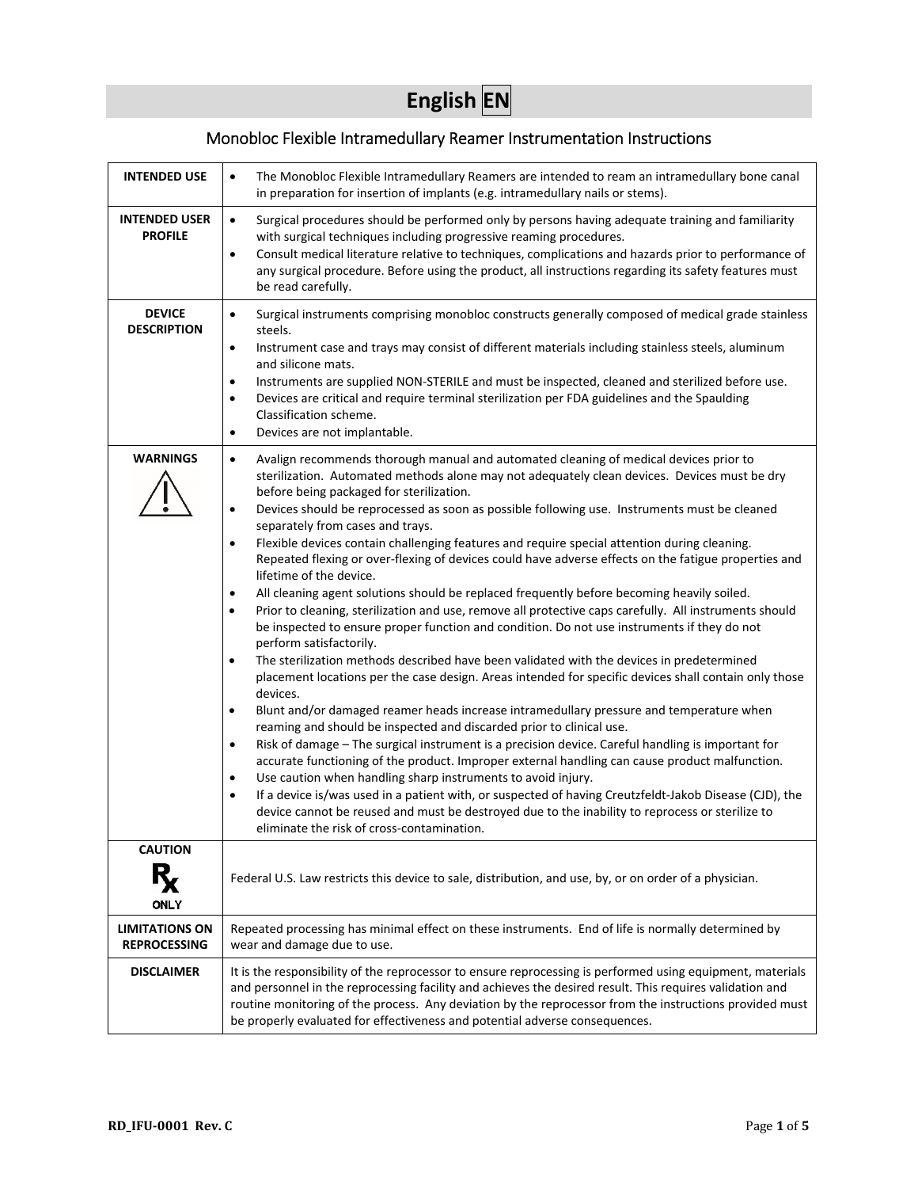# English EN

## Monobloc Flexible Intramedullary Reamer Instrumentation Instructions

| | |
|---|---|
| **INTENDED USE** | • The Monobloc Flexible Intramedullary Reamers are intended to ream an intramedullary bone canal in preparation for insertion of implants (e.g. intramedullary nails or stems). |
| **INTENDED USER PROFILE** | • Surgical procedures should be performed only by persons having adequate training and familiarity with surgical techniques including progressive reaming procedures.<br>• Consult medical literature relative to techniques, complications and hazards prior to performance of any surgical procedure. Before using the product, all instructions regarding its safety features must be read carefully. |
| **DEVICE DESCRIPTION** | • Surgical instruments comprising monobloc constructs generally composed of medical grade stainless steels.<br>• Instrument case and trays may consist of different materials including stainless steels, aluminum and silicone mats.<br>• Instruments are supplied NON-STERILE and must be inspected, cleaned and sterilized before use.<br>• Devices are critical and require terminal sterilization per FDA guidelines and the Spaulding Classification scheme.<br>• Devices are not implantable. |
| **WARNINGS** | • Avalign recommends thorough manual and automated cleaning of medical devices prior to sterilization. Automated methods alone may not adequately clean devices. Devices must be dry before being packaged for sterilization.<br>• Devices should be reprocessed as soon as possible following use. Instruments must be cleaned separately from cases and trays.<br>• Flexible devices contain challenging features and require special attention during cleaning. Repeated flexing or over-flexing of devices could have adverse effects on the fatigue properties and lifetime of the device.<br>• All cleaning agent solutions should be replaced frequently before becoming heavily soiled.<br>• Prior to cleaning, sterilization and use, remove all protective caps carefully. All instruments should be inspected to ensure proper function and condition. Do not use instruments if they do not perform satisfactorily.<br>• The sterilization methods described have been validated with the devices in predetermined placement locations per the case design. Areas intended for specific devices shall contain only those devices.<br>• Blunt and/or damaged reamer heads increase intramedullary pressure and temperature when reaming and should be inspected and discarded prior to clinical use.<br>• Risk of damage – The surgical instrument is a precision device. Careful handling is important for accurate functioning of the product. Improper external handling can cause product malfunction.<br>• Use caution when handling sharp instruments to avoid injury.<br>• If a device is/was used in a patient with, or suspected of having Creutzfeldt-Jakob Disease (CJD), the device cannot be reused and must be destroyed due to the inability to reprocess or sterilize to eliminate the risk of cross-contamination. |
| **CAUTION** Rx ONLY | Federal U.S. Law restricts this device to sale, distribution, and use, by, or on order of a physician. |
| **LIMITATIONS ON REPROCESSING** | Repeated processing has minimal effect on these instruments. End of life is normally determined by wear and damage due to use. |
| **DISCLAIMER** | It is the responsibility of the reprocessor to ensure reprocessing is performed using equipment, materials and personnel in the reprocessing facility and achieves the desired result. This requires validation and routine monitoring of the process. Any deviation by the reprocessor from the instructions provided must be properly evaluated for effectiveness and potential adverse consequences. |

RD_IFU-0001 Rev. C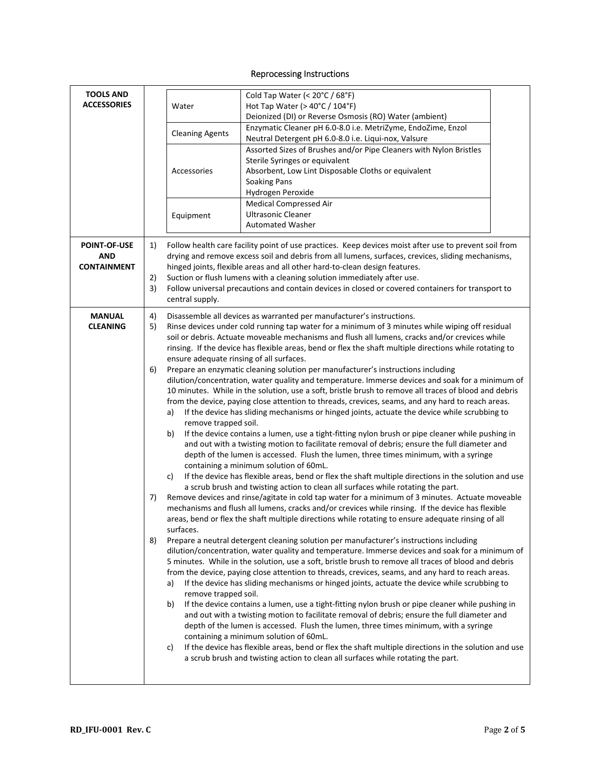# Reprocessing Instructions

| | |
|---|---|
| **TOOLS AND ACCESSORIES** | |

| | |
|---|---|
| Water | Cold Tap Water (< 20°C / 68°F)<br>Hot Tap Water (> 40°C / 104°F)<br>Deionized (DI) or Reverse Osmosis (RO) Water (ambient) |
| Cleaning Agents | Enzymatic Cleaner pH 6.0-8.0 i.e. MetriZyme, EndoZime, Enzol<br>Neutral Detergent pH 6.0-8.0 i.e. Liqui-nox, Valsure |
| Accessories | Assorted Sizes of Brushes and/or Pipe Cleaners with Nylon Bristles<br>Sterile Syringes or equivalent<br>Absorbent, Low Lint Disposable Cloths or equivalent<br>Soaking Pans<br>Hydrogen Peroxide |
| Equipment | Medical Compressed Air<br>Ultrasonic Cleaner<br>Automated Washer |

**POINT-OF-USE AND CONTAINMENT**

1) Follow health care facility point of use practices. Keep devices moist after use to prevent soil from drying and remove excess soil and debris from all lumens, surfaces, crevices, sliding mechanisms, hinged joints, flexible areas and all other hard-to-clean design features.
2) Suction or flush lumens with a cleaning solution immediately after use.
3) Follow universal precautions and contain devices in closed or covered containers for transport to central supply.

**MANUAL CLEANING**

4) Disassemble all devices as warranted per manufacturer's instructions.
5) Rinse devices under cold running tap water for a minimum of 3 minutes while wiping off residual soil or debris. Actuate moveable mechanisms and flush all lumens, cracks and/or crevices while rinsing. If the device has flexible areas, bend or flex the shaft multiple directions while rotating to ensure adequate rinsing of all surfaces.
6) Prepare an enzymatic cleaning solution per manufacturer's instructions including dilution/concentration, water quality and temperature. Immerse devices and soak for a minimum of 10 minutes. While in the solution, use a soft, bristle brush to remove all traces of blood and debris from the device, paying close attention to threads, crevices, seams, and any hard to reach areas.
   a) If the device has sliding mechanisms or hinged joints, actuate the device while scrubbing to remove trapped soil.
   b) If the device contains a lumen, use a tight-fitting nylon brush or pipe cleaner while pushing in and out with a twisting motion to facilitate removal of debris; ensure the full diameter and depth of the lumen is accessed. Flush the lumen, three times minimum, with a syringe containing a minimum solution of 60mL.
   c) If the device has flexible areas, bend or flex the shaft multiple directions in the solution and use a scrub brush and twisting action to clean all surfaces while rotating the part.
7) Remove devices and rinse/agitate in cold tap water for a minimum of 3 minutes. Actuate moveable mechanisms and flush all lumens, cracks and/or crevices while rinsing. If the device has flexible areas, bend or flex the shaft multiple directions while rotating to ensure adequate rinsing of all surfaces.
8) Prepare a neutral detergent cleaning solution per manufacturer's instructions including dilution/concentration, water quality and temperature. Immerse devices and soak for a minimum of 5 minutes. While in the solution, use a soft, bristle brush to remove all traces of blood and debris from the device, paying close attention to threads, crevices, seams, and any hard to reach areas.
   a) If the device has sliding mechanisms or hinged joints, actuate the device while scrubbing to remove trapped soil.
   b) If the device contains a lumen, use a tight-fitting nylon brush or pipe cleaner while pushing in and out with a twisting motion to facilitate removal of debris; ensure the full diameter and depth of the lumen is accessed. Flush the lumen, three times minimum, with a syringe containing a minimum solution of 60mL.
   c) If the device has flexible areas, bend or flex the shaft multiple directions in the solution and use a scrub brush and twisting action to clean all surfaces while rotating the part.

RD_IFU-0001 Rev. C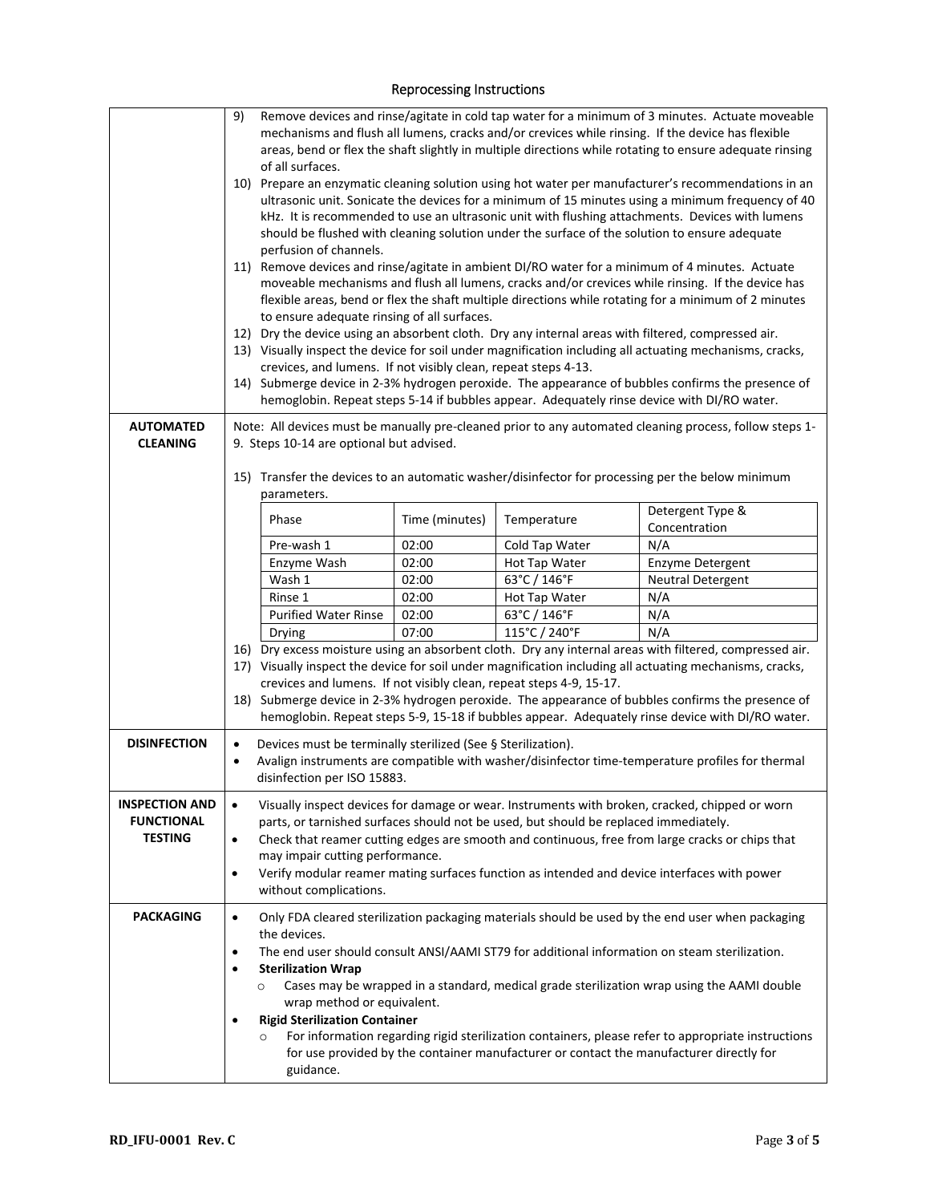Reprocessing Instructions

| | |
|---|---|
| | 9) Remove devices and rinse/agitate in cold tap water for a minimum of 3 minutes. Actuate moveable mechanisms and flush all lumens, cracks and/or crevices while rinsing. If the device has flexible areas, bend or flex the shaft slightly in multiple directions while rotating to ensure adequate rinsing of all surfaces.<br>10) Prepare an enzymatic cleaning solution using hot water per manufacturer's recommendations in an ultrasonic unit. Sonicate the devices for a minimum of 15 minutes using a minimum frequency of 40 kHz. It is recommended to use an ultrasonic unit with flushing attachments. Devices with lumens should be flushed with cleaning solution under the surface of the solution to ensure adequate perfusion of channels.<br>11) Remove devices and rinse/agitate in ambient DI/RO water for a minimum of 4 minutes. Actuate moveable mechanisms and flush all lumens, cracks and/or crevices while rinsing. If the device has flexible areas, bend or flex the shaft multiple directions while rotating for a minimum of 2 minutes to ensure adequate rinsing of all surfaces.<br>12) Dry the device using an absorbent cloth. Dry any internal areas with filtered, compressed air.<br>13) Visually inspect the device for soil under magnification including all actuating mechanisms, cracks, crevices, and lumens. If not visibly clean, repeat steps 4-13.<br>14) Submerge device in 2-3% hydrogen peroxide. The appearance of bubbles confirms the presence of hemoglobin. Repeat steps 5-14 if bubbles appear. Adequately rinse device with DI/RO water. |
| **AUTOMATED CLEANING** | Note: All devices must be manually pre-cleaned prior to any automated cleaning process, follow steps 1-9. Steps 10-14 are optional but advised.<br><br>15) Transfer the devices to an automatic washer/disinfector for processing per the below minimum parameters.<br><br>(see table below)<br><br>16) Dry excess moisture using an absorbent cloth. Dry any internal areas with filtered, compressed air.<br>17) Visually inspect the device for soil under magnification including all actuating mechanisms, cracks, crevices and lumens. If not visibly clean, repeat steps 4-9, 15-17.<br>18) Submerge device in 2-3% hydrogen peroxide. The appearance of bubbles confirms the presence of hemoglobin. Repeat steps 5-9, 15-18 if bubbles appear. Adequately rinse device with DI/RO water. |
| **DISINFECTION** | • Devices must be terminally sterilized (See § Sterilization).<br>• Avalign instruments are compatible with washer/disinfector time-temperature profiles for thermal disinfection per ISO 15883. |
| **INSPECTION AND FUNCTIONAL TESTING** | • Visually inspect devices for damage or wear. Instruments with broken, cracked, chipped or worn parts, or tarnished surfaces should not be used, but should be replaced immediately.<br>• Check that reamer cutting edges are smooth and continuous, free from large cracks or chips that may impair cutting performance.<br>• Verify modular reamer mating surfaces function as intended and device interfaces with power without complications. |
| **PACKAGING** | • Only FDA cleared sterilization packaging materials should be used by the end user when packaging the devices.<br>• The end user should consult ANSI/AAMI ST79 for additional information on steam sterilization.<br>• **Sterilization Wrap**<br>  ○ Cases may be wrapped in a standard, medical grade sterilization wrap using the AAMI double wrap method or equivalent.<br>• **Rigid Sterilization Container**<br>  ○ For information regarding rigid sterilization containers, please refer to appropriate instructions for use provided by the container manufacturer or contact the manufacturer directly for guidance. |

Automated cleaning parameters (step 15):

| Phase | Time (minutes) | Temperature | Detergent Type & Concentration |
|---|---|---|---|
| Pre-wash 1 | 02:00 | Cold Tap Water | N/A |
| Enzyme Wash | 02:00 | Hot Tap Water | Enzyme Detergent |
| Wash 1 | 02:00 | 63°C / 146°F | Neutral Detergent |
| Rinse 1 | 02:00 | Hot Tap Water | N/A |
| Purified Water Rinse | 02:00 | 63°C / 146°F | N/A |
| Drying | 07:00 | 115°C / 240°F | N/A |

RD_IFU-0001 Rev. C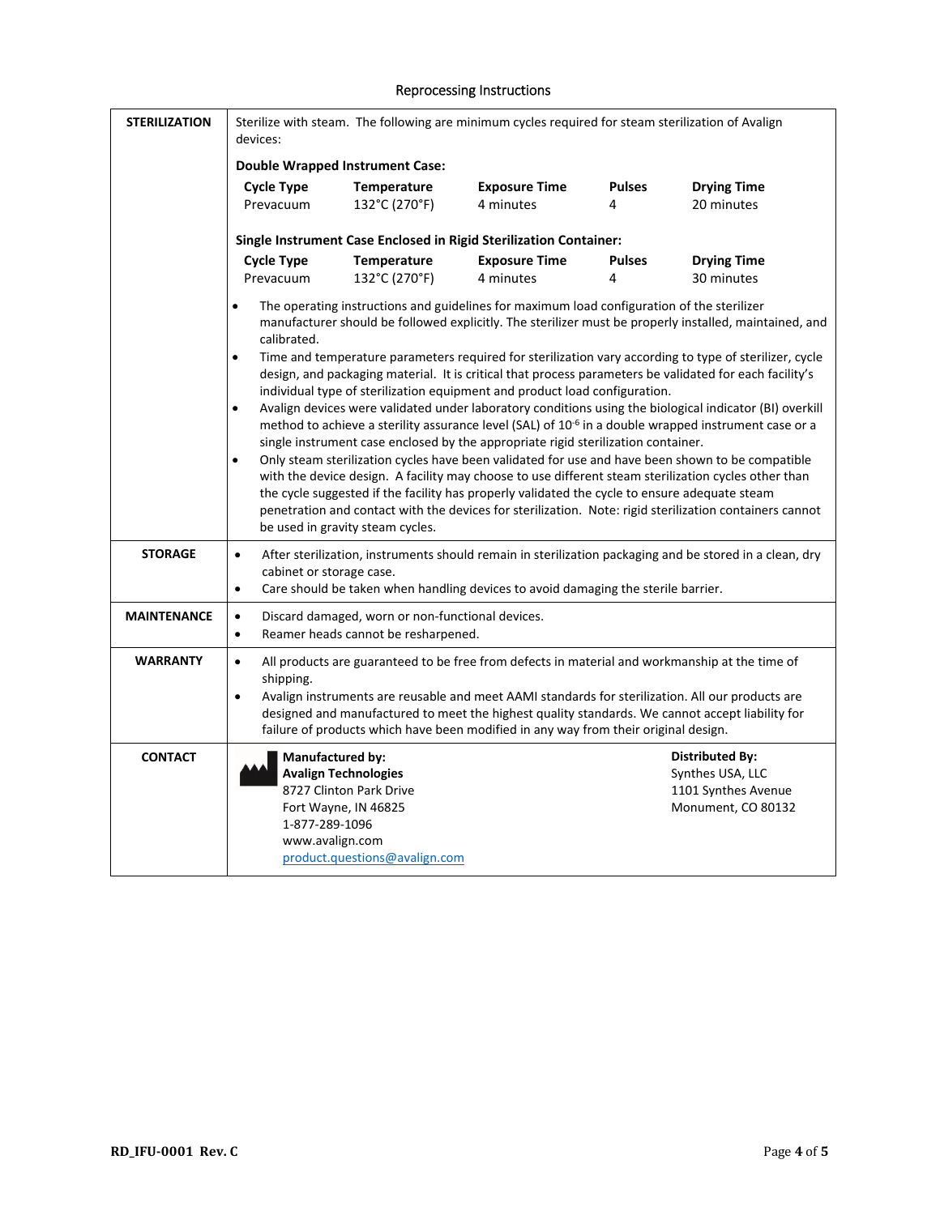Reprocessing Instructions

| | |
|---|---|
| **STERILIZATION** | Sterilize with steam. The following are minimum cycles required for steam sterilization of Avalign devices:<br><br>**Double Wrapped Instrument Case:**<br>**Cycle Type:** Prevacuum — **Temperature:** 132°C (270°F) — **Exposure Time:** 4 minutes — **Pulses:** 4 — **Drying Time:** 20 minutes<br><br>**Single Instrument Case Enclosed in Rigid Sterilization Container:**<br>**Cycle Type:** Prevacuum — **Temperature:** 132°C (270°F) — **Exposure Time:** 4 minutes — **Pulses:** 4 — **Drying Time:** 30 minutes<br><br>• The operating instructions and guidelines for maximum load configuration of the sterilizer manufacturer should be followed explicitly. The sterilizer must be properly installed, maintained, and calibrated.<br>• Time and temperature parameters required for sterilization vary according to type of sterilizer, cycle design, and packaging material. It is critical that process parameters be validated for each facility's individual type of sterilization equipment and product load configuration.<br>• Avalign devices were validated under laboratory conditions using the biological indicator (BI) overkill method to achieve a sterility assurance level (SAL) of $10^{-6}$ in a double wrapped instrument case or a single instrument case enclosed by the appropriate rigid sterilization container.<br>• Only steam sterilization cycles have been validated for use and have been shown to be compatible with the device design. A facility may choose to use different steam sterilization cycles other than the cycle suggested if the facility has properly validated the cycle to ensure adequate steam penetration and contact with the devices for sterilization. Note: rigid sterilization containers cannot be used in gravity steam cycles. |
| **STORAGE** | • After sterilization, instruments should remain in sterilization packaging and be stored in a clean, dry cabinet or storage case.<br>• Care should be taken when handling devices to avoid damaging the sterile barrier. |
| **MAINTENANCE** | • Discard damaged, worn or non-functional devices.<br>• Reamer heads cannot be resharpened. |
| **WARRANTY** | • All products are guaranteed to be free from defects in material and workmanship at the time of shipping.<br>• Avalign instruments are reusable and meet AAMI standards for sterilization. All our products are designed and manufactured to meet the highest quality standards. We cannot accept liability for failure of products which have been modified in any way from their original design. |
| **CONTACT** | **Manufactured by:**<br>**Avalign Technologies**<br>8727 Clinton Park Drive<br>Fort Wayne, IN 46825<br>1-877-289-1096<br>www.avalign.com<br>product.questions@avalign.com<br><br>**Distributed By:**<br>Synthes USA, LLC<br>1101 Synthes Avenue<br>Monument, CO 80132 |

RD_IFU-0001 Rev. C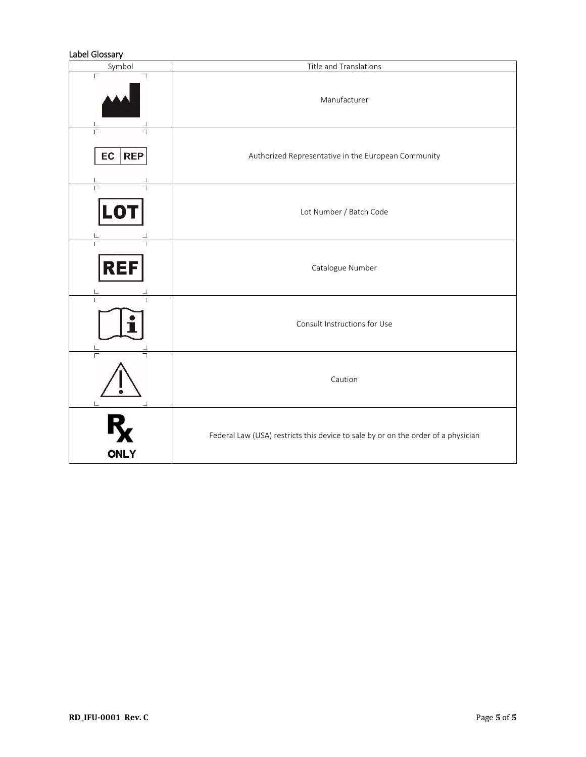## Label Glossary

| Symbol | Title and Translations |
| --- | --- |
| | Manufacturer |
| EC REP | Authorized Representative in the European Community |
| LOT | Lot Number / Batch Code |
| REF | Catalogue Number |
| | Consult Instructions for Use |
| | Caution |
| Rx ONLY | Federal Law (USA) restricts this device to sale by or on the order of a physician |